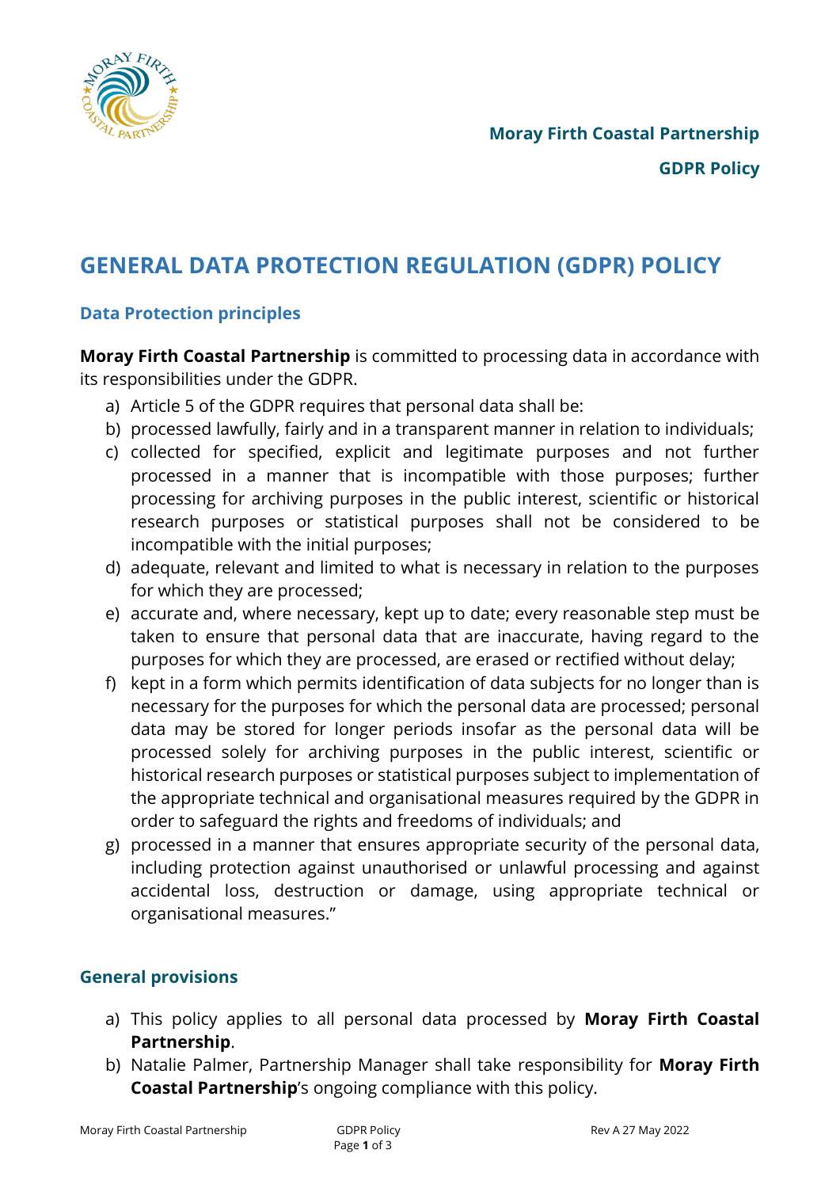**Moray Firth Coastal Partnership**

**GDPR Policy**

# GENERAL DATA PROTECTION REGULATION (GDPR) POLICY

## Data Protection principles

**Moray Firth Coastal Partnership** is committed to processing data in accordance with its responsibilities under the GDPR.

a) Article 5 of the GDPR requires that personal data shall be:
b) processed lawfully, fairly and in a transparent manner in relation to individuals;
c) collected for specified, explicit and legitimate purposes and not further processed in a manner that is incompatible with those purposes; further processing for archiving purposes in the public interest, scientific or historical research purposes or statistical purposes shall not be considered to be incompatible with the initial purposes;
d) adequate, relevant and limited to what is necessary in relation to the purposes for which they are processed;
e) accurate and, where necessary, kept up to date; every reasonable step must be taken to ensure that personal data that are inaccurate, having regard to the purposes for which they are processed, are erased or rectified without delay;
f) kept in a form which permits identification of data subjects for no longer than is necessary for the purposes for which the personal data are processed; personal data may be stored for longer periods insofar as the personal data will be processed solely for archiving purposes in the public interest, scientific or historical research purposes or statistical purposes subject to implementation of the appropriate technical and organisational measures required by the GDPR in order to safeguard the rights and freedoms of individuals; and
g) processed in a manner that ensures appropriate security of the personal data, including protection against unauthorised or unlawful processing and against accidental loss, destruction or damage, using appropriate technical or organisational measures."

## General provisions

a) This policy applies to all personal data processed by **Moray Firth Coastal Partnership**.
b) Natalie Palmer, Partnership Manager shall take responsibility for **Moray Firth Coastal Partnership**'s ongoing compliance with this policy.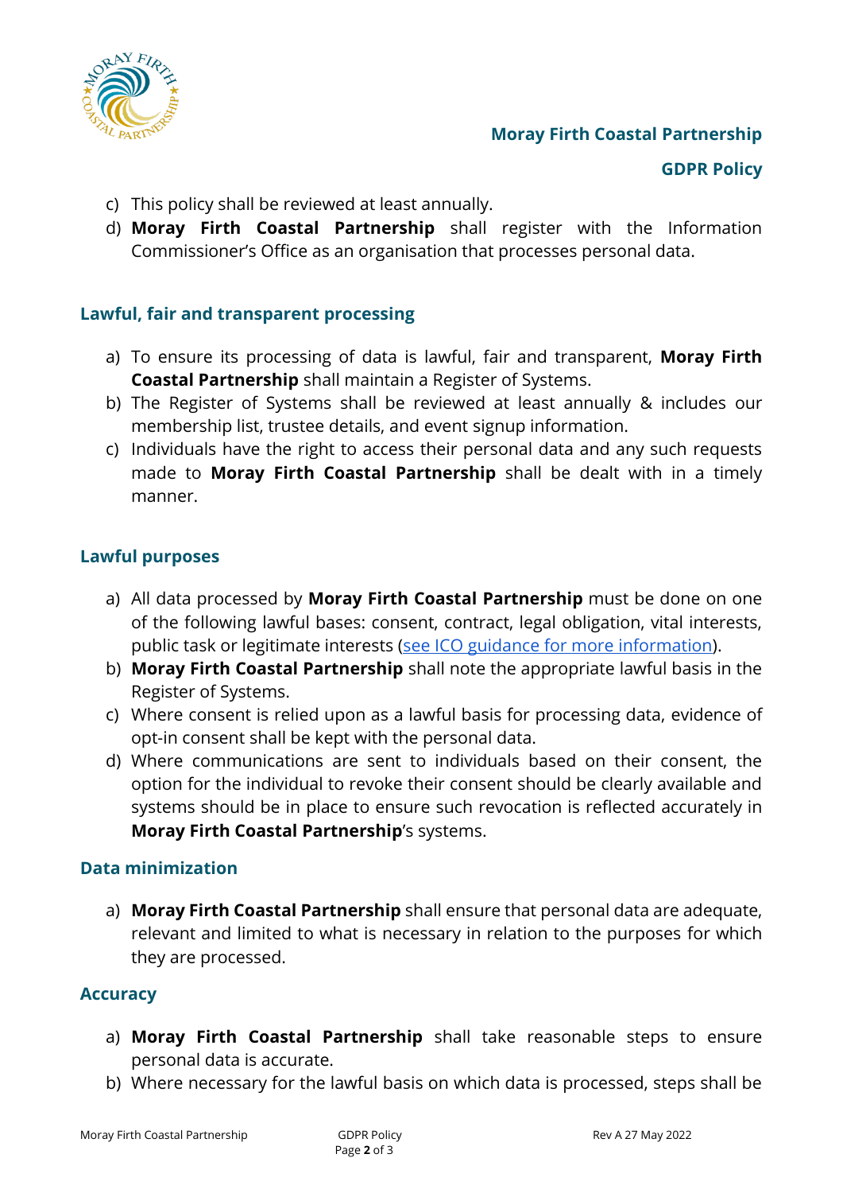c) This policy shall be reviewed at least annually.
d) **Moray Firth Coastal Partnership** shall register with the Information Commissioner's Office as an organisation that processes personal data.

## Lawful, fair and transparent processing

a) To ensure its processing of data is lawful, fair and transparent, **Moray Firth Coastal Partnership** shall maintain a Register of Systems.
b) The Register of Systems shall be reviewed at least annually & includes our membership list, trustee details, and event signup information.
c) Individuals have the right to access their personal data and any such requests made to **Moray Firth Coastal Partnership** shall be dealt with in a timely manner.

## Lawful purposes

a) All data processed by **Moray Firth Coastal Partnership** must be done on one of the following lawful bases: consent, contract, legal obligation, vital interests, public task or legitimate interests (see ICO guidance for more information).
b) **Moray Firth Coastal Partnership** shall note the appropriate lawful basis in the Register of Systems.
c) Where consent is relied upon as a lawful basis for processing data, evidence of opt-in consent shall be kept with the personal data.
d) Where communications are sent to individuals based on their consent, the option for the individual to revoke their consent should be clearly available and systems should be in place to ensure such revocation is reflected accurately in **Moray Firth Coastal Partnership**'s systems.

## Data minimization

a) **Moray Firth Coastal Partnership** shall ensure that personal data are adequate, relevant and limited to what is necessary in relation to the purposes for which they are processed.

## Accuracy

a) **Moray Firth Coastal Partnership** shall take reasonable steps to ensure personal data is accurate.
b) Where necessary for the lawful basis on which data is processed, steps shall be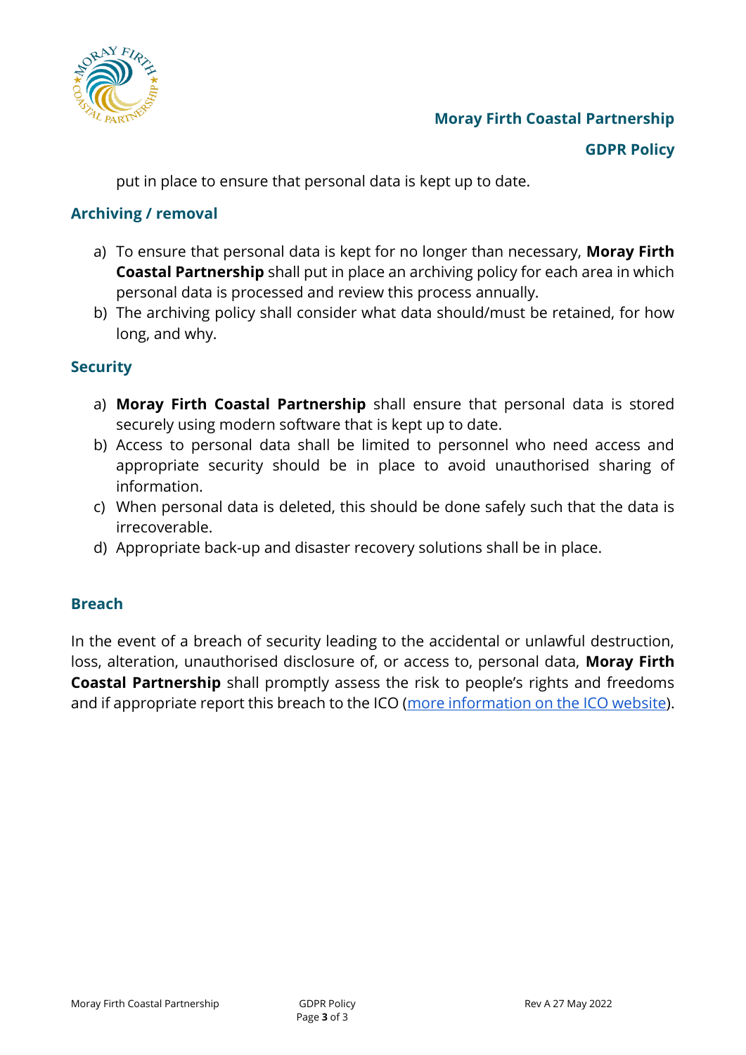put in place to ensure that personal data is kept up to date.

## Archiving / removal

a) To ensure that personal data is kept for no longer than necessary, **Moray Firth Coastal Partnership** shall put in place an archiving policy for each area in which personal data is processed and review this process annually.
b) The archiving policy shall consider what data should/must be retained, for how long, and why.

## Security

a) **Moray Firth Coastal Partnership** shall ensure that personal data is stored securely using modern software that is kept up to date.
b) Access to personal data shall be limited to personnel who need access and appropriate security should be in place to avoid unauthorised sharing of information.
c) When personal data is deleted, this should be done safely such that the data is irrecoverable.
d) Appropriate back-up and disaster recovery solutions shall be in place.

## Breach

In the event of a breach of security leading to the accidental or unlawful destruction, loss, alteration, unauthorised disclosure of, or access to, personal data, **Moray Firth Coastal Partnership** shall promptly assess the risk to people's rights and freedoms and if appropriate report this breach to the ICO (more information on the ICO website).